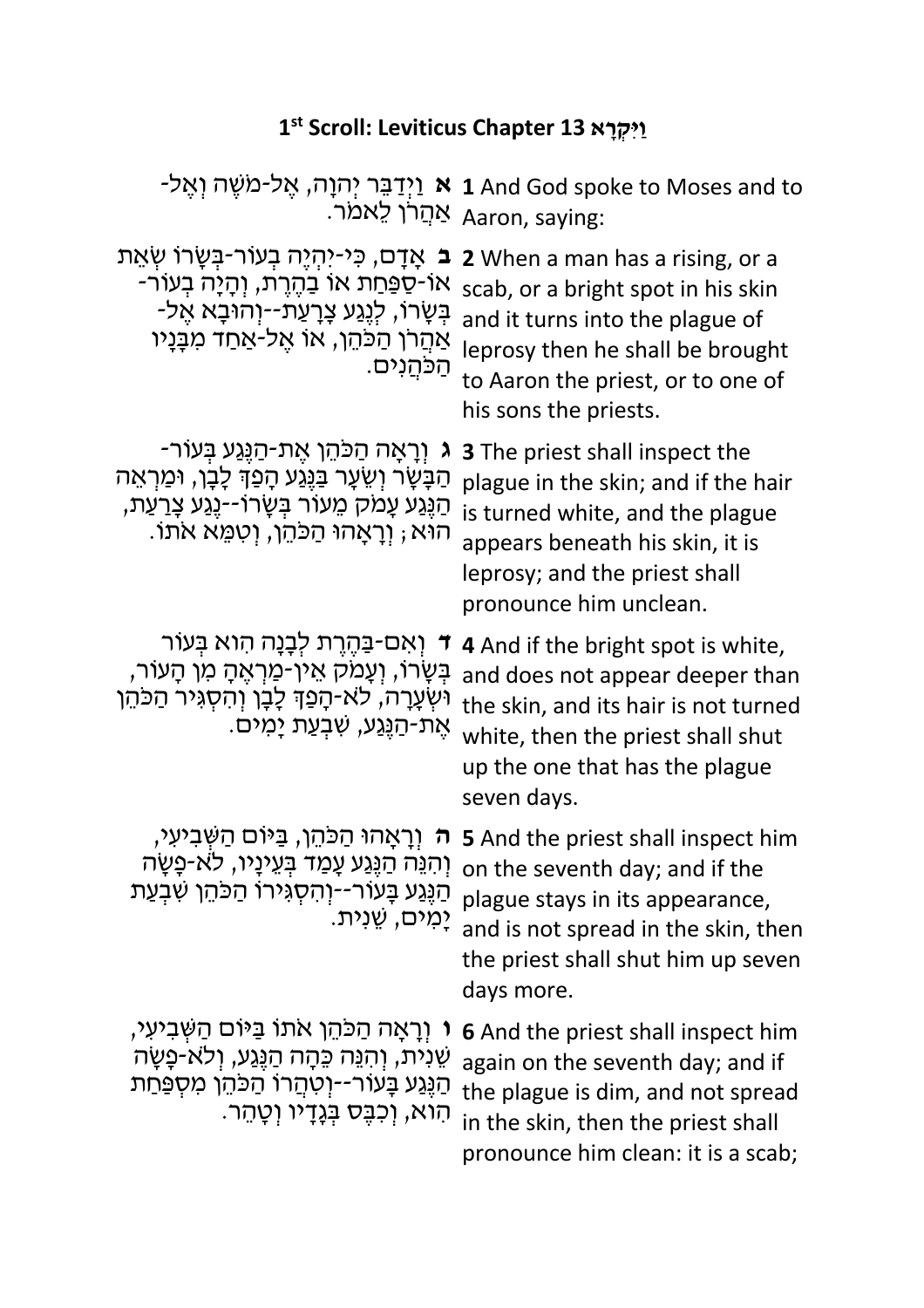# 1st Scroll: Leviticus Chapter 13 וַיִּקְרָא

| | |
|---|---|
| **א** וַיְדַבֵּר יְהוָה, אֶל-מֹשֶׁה וְאֶל-אַהֲרֹן לֵאמֹר. | **1** And God spoke to Moses and to Aaron, saying: |
| **ב** אָדָם, כִּי-יִהְיֶה בְעוֹר-בְּשָׂרוֹ שְׂאֵת אוֹ-סַפַּחַת אוֹ בַהֶרֶת, וְהָיָה בְעוֹר-בְּשָׂרוֹ, לְנֶגַע צָרָעַת--וְהוּבָא אֶל-אַהֲרֹן הַכֹּהֵן, אוֹ אֶל-אַחַד מִבָּנָיו הַכֹּהֲנִים. | **2** When a man has a rising, or a scab, or a bright spot in his skin and it turns into the plague of leprosy then he shall be brought to Aaron the priest, or to one of his sons the priests. |
| **ג** וְרָאָה הַכֹּהֵן אֶת-הַנֶּגַע בְּעוֹר-הַבָּשָׂר וְשֵׂעָר בַּנֶּגַע הָפַךְ לָבָן, וּמַרְאֵה הַנֶּגַע עָמֹק מֵעוֹר בְּשָׂרוֹ--נֶגַע צָרַעַת, הוּא; וְרָאָהוּ הַכֹּהֵן, וְטִמֵּא אֹתוֹ. | **3** The priest shall inspect the plague in the skin; and if the hair is turned white, and the plague appears beneath his skin, it is leprosy; and the priest shall pronounce him unclean. |
| **ד** וְאִם-בַּהֶרֶת לְבָנָה הִוא בְּעוֹר בְּשָׂרוֹ, וְעָמֹק אֵין-מַרְאֶהָ מִן הָעוֹר, וּשְׂעָרָה, לֹא-הָפַךְ לָבָן וְהִסְגִּיר הַכֹּהֵן אֶת-הַנֶּגַע, שִׁבְעַת יָמִים. | **4** And if the bright spot is white, and does not appear deeper than the skin, and its hair is not turned white, then the priest shall shut up the one that has the plague seven days. |
| **ה** וְרָאָהוּ הַכֹּהֵן, בַּיּוֹם הַשְּׁבִיעִי, וְהִנֵּה הַנֶּגַע עָמַד בְּעֵינָיו, לֹא-פָשָׂה הַנֶּגַע בָּעוֹר--וְהִסְגִּירוֹ הַכֹּהֵן שִׁבְעַת יָמִים, שֵׁנִית. | **5** And the priest shall inspect him on the seventh day; and if the plague stays in its appearance, and is not spread in the skin, then the priest shall shut him up seven days more. |
| **ו** וְרָאָה הַכֹּהֵן אֹתוֹ בַּיּוֹם הַשְּׁבִיעִי, שֵׁנִית, וְהִנֵּה כֵּהָה הַנֶּגַע, וְלֹא-פָשָׂה הַנֶּגַע בָּעוֹר--וְטִהֲרוֹ הַכֹּהֵן מִסְפַּחַת הִוא, וְכִבֶּס בְּגָדָיו וְטָהֵר. | **6** And the priest shall inspect him again on the seventh day; and if the plague is dim, and not spread in the skin, then the priest shall pronounce him clean: it is a scab; |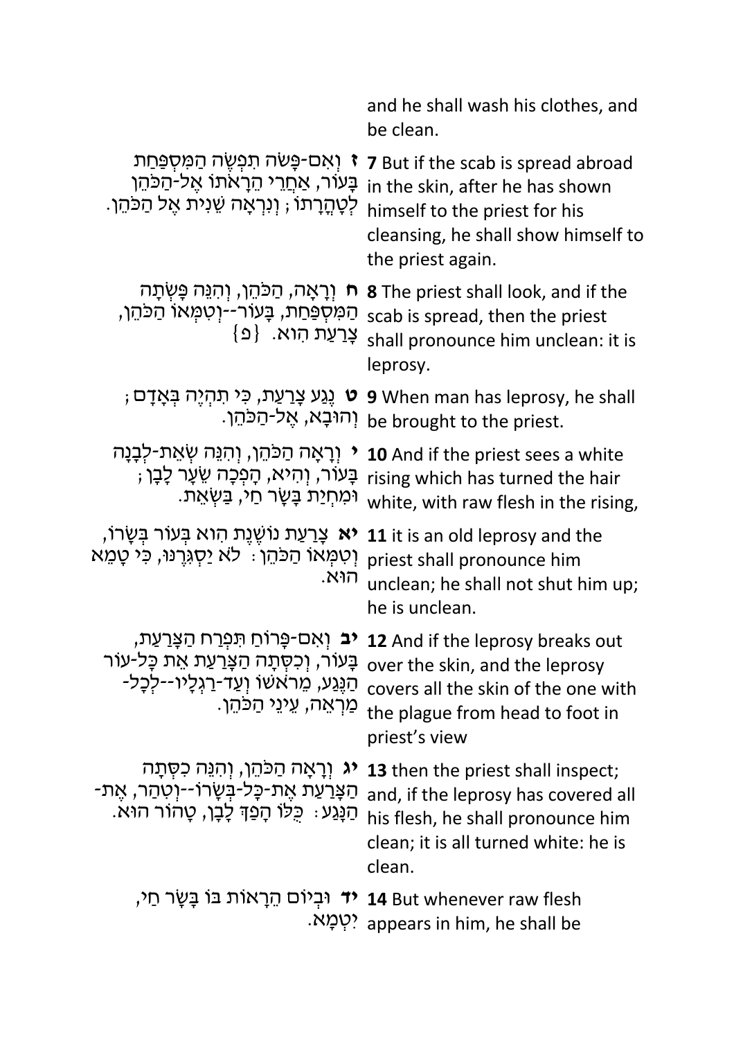| | |
|---|---|
| | and he shall wash his clothes, and be clean. |
| **ז** וְאִם-פָּשֹׂה תִפְשֶׂה הַמִּסְפַּחַת בָּעוֹר, אַחֲרֵי הֵרָאֹתוֹ אֶל-הַכֹּהֵן לְטָהֳרָתוֹ; וְנִרְאָה שֵׁנִית אֶל הַכֹּהֵן. | **7** But if the scab is spread abroad in the skin, after he has shown himself to the priest for his cleansing, he shall show himself to the priest again. |
| **ח** וְרָאָה, הַכֹּהֵן, וְהִנֵּה פָּשְׂתָה הַמִּסְפַּחַת, בָּעוֹר--וְטִמְּאוֹ הַכֹּהֵן, צָרַעַת הִוא. {פ} | **8** The priest shall look, and if the scab is spread, then the priest shall pronounce him unclean: it is leprosy. |
| **ט** נֶגַע צָרַעַת, כִּי תִהְיֶה בְּאָדָם; וְהוּבָא, אֶל-הַכֹּהֵן. | **9** When man has leprosy, he shall be brought to the priest. |
| **י** וְרָאָה הַכֹּהֵן, וְהִנֵּה שְׂאֵת-לְבָנָה בָּעוֹר, וְהִיא, הָפְכָה שֵׂעָר לָבָן; וּמִחְיַת בָּשָׂר חַי, בַּשְׂאֵת. | **10** And if the priest sees a white rising which has turned the hair white, with raw flesh in the rising, |
| **יא** צָרַעַת נוֹשֶׁנֶת הִוא בְּעוֹר בְּשָׂרוֹ, וְטִמְּאוֹ הַכֹּהֵן: לֹא יַסְגִּרֶנּוּ, כִּי טָמֵא הוּא. | **11** it is an old leprosy and the priest shall pronounce him unclean; he shall not shut him up; he is unclean. |
| **יב** וְאִם-פָּרוֹחַ תִּפְרַח הַצָּרַעַת, בָּעוֹר, וְכִסְּתָה הַצָּרַעַת אֵת כָּל-עוֹר הַנֶּגַע, מֵרֹאשׁוֹ וְעַד-רַגְלָיו--לְכָל-מַרְאֵה, עֵינֵי הַכֹּהֵן. | **12** And if the leprosy breaks out over the skin, and the leprosy covers all the skin of the one with the plague from head to foot in priest's view |
| **יג** וְרָאָה הַכֹּהֵן, וְהִנֵּה כִסְּתָה הַצָּרַעַת אֶת-כָּל-בְּשָׂרוֹ--וְטִהַר, אֶת-הַנָּגַע: כֻּלּוֹ הָפַךְ לָבָן, טָהוֹר הוּא. | **13** then the priest shall inspect; and, if the leprosy has covered all his flesh, he shall pronounce him clean; it is all turned white: he is clean. |
| **יד** וּבְיוֹם הֵרָאוֹת בּוֹ בָּשָׂר חַי, יִטְמָא. | **14** But whenever raw flesh appears in him, he shall be |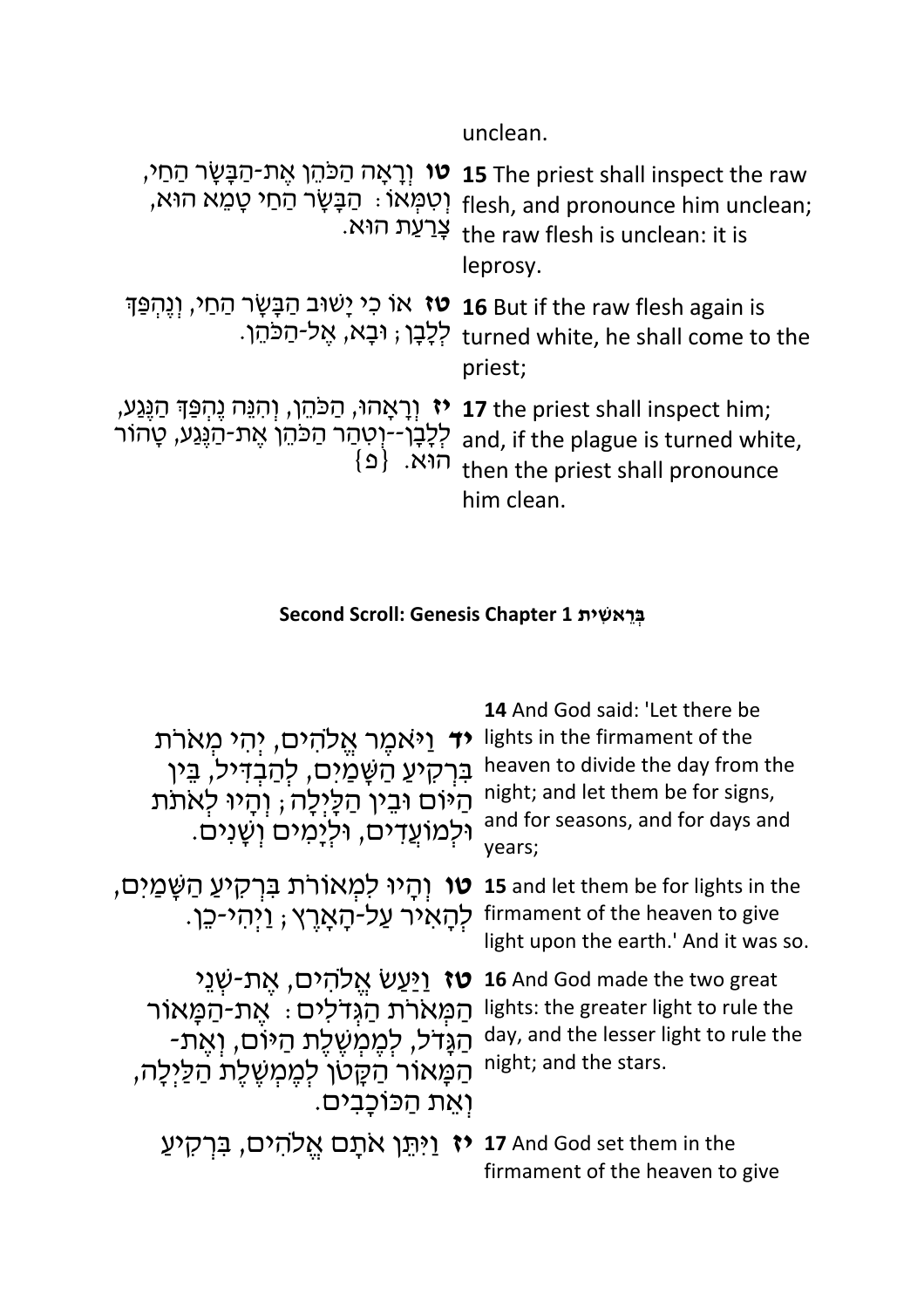unclean.

| | |
|---|---|
| **טו** וְרָאָה הַכֹּהֵן אֶת-הַבָּשָׂר הַחַי, וְטִמְּאוֹ: הַבָּשָׂר הַחַי טָמֵא הוּא, צָרַעַת הוּא. | **15** The priest shall inspect the raw flesh, and pronounce him unclean; the raw flesh is unclean: it is leprosy. |
| **טז** אוֹ כִי יָשׁוּב הַבָּשָׂר הַחַי, וְנֶהְפַּךְ לְלָבָן; וּבָא, אֶל-הַכֹּהֵן. | **16** But if the raw flesh again is turned white, he shall come to the priest; |
| **יז** וְרָאָהוּ, הַכֹּהֵן, וְהִנֵּה נֶהְפַּךְ הַנֶּגַע, לְלָבָן--וְטִהַר הַכֹּהֵן אֶת-הַנֶּגַע, טָהוֹר הוּא. {פ} | **17** the priest shall inspect him; and, if the plague is turned white, then the priest shall pronounce him clean. |

**Second Scroll: Genesis Chapter 1 בְּרֵאשִׁית**

| | |
|---|---|
| **יד** וַיֹּאמֶר אֱלֹהִים, יְהִי מְאֹרֹת בִּרְקִיעַ הַשָּׁמַיִם, לְהַבְדִּיל, בֵּין הַיּוֹם וּבֵין הַלָּיְלָה; וְהָיוּ לְאֹתֹת וּלְמוֹעֲדִים, וּלְיָמִים וְשָׁנִים. | **14** And God said: 'Let there be lights in the firmament of the heaven to divide the day from the night; and let them be for signs, and for seasons, and for days and years; |
| **טו** וְהָיוּ לִמְאוֹרֹת בִּרְקִיעַ הַשָּׁמַיִם, לְהָאִיר עַל-הָאָרֶץ; וַיְהִי-כֵן. | **15** and let them be for lights in the firmament of the heaven to give light upon the earth.' And it was so. |
| **טז** וַיַּעַשׂ אֱלֹהִים, אֶת-שְׁנֵי הַמְּאֹרֹת הַגְּדֹלִים: אֶת-הַמָּאוֹר הַגָּדֹל, לְמֶמְשֶׁלֶת הַיּוֹם, וְאֶת-הַמָּאוֹר הַקָּטֹן לְמֶמְשֶׁלֶת הַלַּיְלָה, וְאֵת הַכּוֹכָבִים. | **16** And God made the two great lights: the greater light to rule the day, and the lesser light to rule the night; and the stars. |
| **יז** וַיִּתֵּן אֹתָם אֱלֹהִים, בִּרְקִיעַ | **17** And God set them in the firmament of the heaven to give |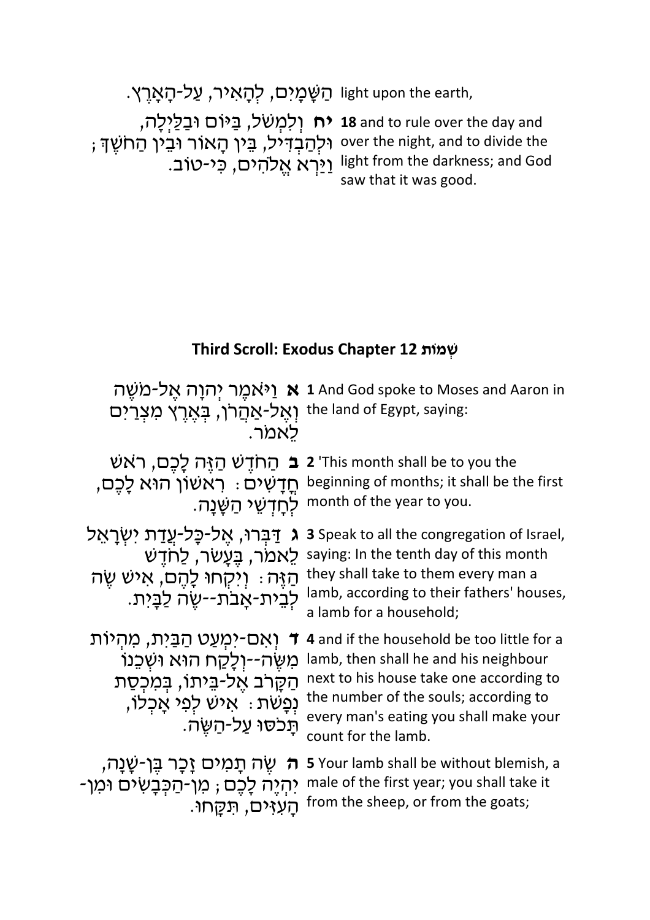| | |
|---|---|
| הַשָּׁמָיִם, לְהָאִיר, עַל-הָאָרֶץ. | light upon the earth, |
| **יח** וְלִמְשֹׁל, בַּיּוֹם וּבַלַּיְלָה, וּלְהַבְדִּיל, בֵּין הָאוֹר וּבֵין הַחֹשֶׁךְ; וַיַּרְא אֱלֹהִים, כִּי-טוֹב. | **18** and to rule over the day and over the night, and to divide the light from the darkness; and God saw that it was good. |

## Third Scroll: Exodus Chapter 12 שְׁמוֹת

| | |
|---|---|
| **א** וַיֹּאמֶר יְהוָה אֶל-מֹשֶׁה וְאֶל-אַהֲרֹן, בְּאֶרֶץ מִצְרַיִם לֵאמֹר. | **1** And God spoke to Moses and Aaron in the land of Egypt, saying: |
| **ב** הַחֹדֶשׁ הַזֶּה לָכֶם, רֹאשׁ חֳדָשִׁים: רִאשׁוֹן הוּא לָכֶם, לְחָדְשֵׁי הַשָּׁנָה. | **2** 'This month shall be to you the beginning of months; it shall be the first month of the year to you. |
| **ג** דַּבְּרוּ, אֶל-כָּל-עֲדַת יִשְׂרָאֵל לֵאמֹר, בֶּעָשֹׂר, לַחֹדֶשׁ הַזֶּה: וְיִקְחוּ לָהֶם, אִישׁ שֶׂה לְבֵית-אָבֹת--שֶׂה לַבָּיִת. | **3** Speak to all the congregation of Israel, saying: In the tenth day of this month they shall take to them every man a lamb, according to their fathers' houses, a lamb for a household; |
| **ד** וְאִם-יִמְעַט הַבַּיִת, מִהְיוֹת מִשֶּׂה--וְלָקַח הוּא וּשְׁכֵנוֹ הַקָּרֹב אֶל-בֵּיתוֹ, בְּמִכְסַת נְפָשֹׁת: אִישׁ לְפִי אָכְלוֹ, תָּכֹסּוּ עַל-הַשֶּׂה. | **4** and if the household be too little for a lamb, then shall he and his neighbour next to his house take one according to the number of the souls; according to every man's eating you shall make your count for the lamb. |
| **ה** שֶׂה תָמִים זָכָר בֶּן-שָׁנָה, יִהְיֶה לָכֶם; מִן-הַכְּבָשִׂים וּמִן-הָעִזִּים, תִּקָּחוּ. | **5** Your lamb shall be without blemish, a male of the first year; you shall take it from the sheep, or from the goats; |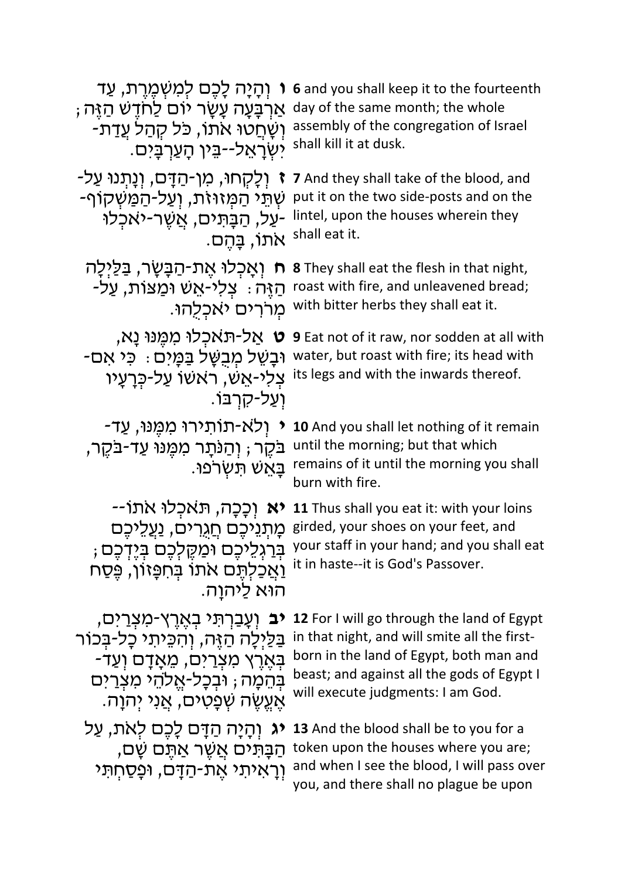| | |
|---|---|
| **ו** וְהָיָה לָכֶם לְמִשְׁמֶרֶת, עַד אַרְבָּעָה עָשָׂר יוֹם לַחֹדֶשׁ הַזֶּה; וְשָׁחֲטוּ אֹתוֹ, כֹּל קְהַל עֲדַת-יִשְׂרָאֵל--בֵּין הָעַרְבָּיִם. | **6** and you shall keep it to the fourteenth day of the same month; the whole assembly of the congregation of Israel shall kill it at dusk. |
| **ז** וְלָקְחוּ, מִן-הַדָּם, וְנָתְנוּ עַל-שְׁתֵּי הַמְּזוּזֹת, וְעַל-הַמַּשְׁקוֹף--עַל, הַבָּתִּים, אֲשֶׁר-יֹאכְלוּ אֹתוֹ, בָּהֶם. | **7** And they shall take of the blood, and put it on the two side-posts and on the lintel, upon the houses wherein they shall eat it. |
| **ח** וְאָכְלוּ אֶת-הַבָּשָׂר, בַּלַּיְלָה הַזֶּה: צְלִי-אֵשׁ וּמַצּוֹת, עַל-מְרֹרִים יֹאכְלֻהוּ. | **8** They shall eat the flesh in that night, roast with fire, and unleavened bread; with bitter herbs they shall eat it. |
| **ט** אַל-תֹּאכְלוּ מִמֶּנּוּ נָא, וּבָשֵׁל מְבֻשָּׁל בַּמָּיִם: כִּי אִם-צְלִי-אֵשׁ, רֹאשׁוֹ עַל-כְּרָעָיו וְעַל-קִרְבּוֹ. | **9** Eat not of it raw, nor sodden at all with water, but roast with fire; its head with its legs and with the inwards thereof. |
| **י** וְלֹא-תוֹתִירוּ מִמֶּנּוּ, עַד-בֹּקֶר; וְהַנֹּתָר מִמֶּנּוּ עַד-בֹּקֶר, בָּאֵשׁ תִּשְׂרֹפוּ. | **10** And you shall let nothing of it remain until the morning; but that which remains of it until the morning you shall burn with fire. |
| **יא** וְכָכָה, תֹּאכְלוּ אֹתוֹ--מָתְנֵיכֶם חֲגֻרִים, נַעֲלֵיכֶם בְּרַגְלֵיכֶם וּמַקֶּלְכֶם בְּיֶדְכֶם; וַאֲכַלְתֶּם אֹתוֹ בְּחִפָּזוֹן, פֶּסַח הוּא לַיהוָה. | **11** Thus shall you eat it: with your loins girded, your shoes on your feet, and your staff in your hand; and you shall eat it in haste--it is God's Passover. |
| **יב** וְעָבַרְתִּי בְאֶרֶץ-מִצְרַיִם, בַּלַּיְלָה הַזֶּה, וְהִכֵּיתִי כָל-בְּכוֹר בְּאֶרֶץ מִצְרַיִם, מֵאָדָם וְעַד-בְּהֵמָה; וּבְכָל-אֱלֹהֵי מִצְרַיִם אֶעֱשֶׂה שְׁפָטִים, אֲנִי יְהוָה. | **12** For I will go through the land of Egypt in that night, and will smite all the first-born in the land of Egypt, both man and beast; and against all the gods of Egypt I will execute judgments: I am God. |
| **יג** וְהָיָה הַדָּם לָכֶם לְאֹת, עַל הַבָּתִּים אֲשֶׁר אַתֶּם שָׁם, וְרָאִיתִי אֶת-הַדָּם, וּפָסַחְתִּי | **13** And the blood shall be to you for a token upon the houses where you are; and when I see the blood, I will pass over you, and there shall no plague be upon |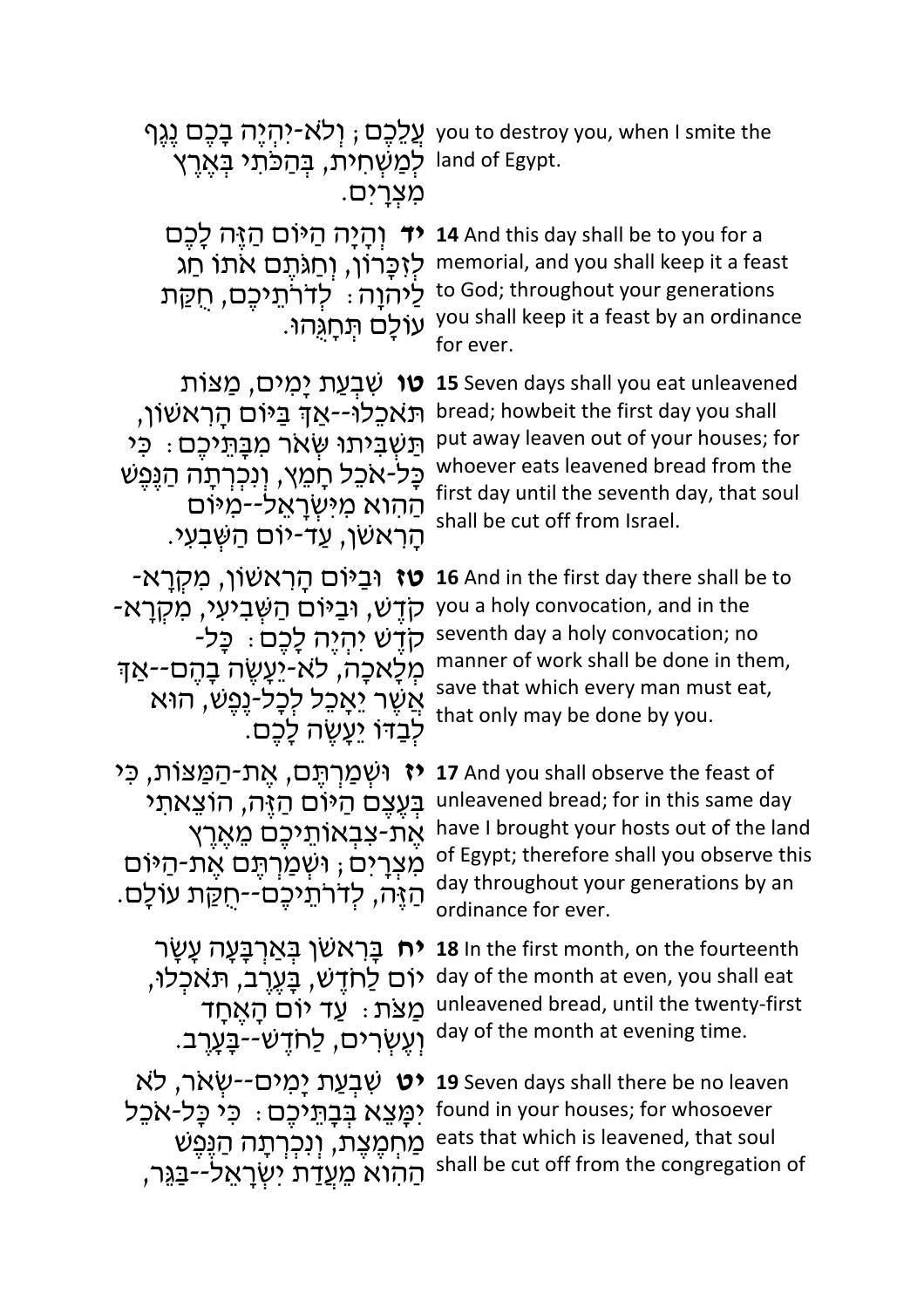| | |
|---|---|
| עֲלֵכֶם; וְלֹא-יִהְיֶה בָכֶם נֶגֶף לְמַשְׁחִית, בְּהַכֹּתִי בְּאֶרֶץ מִצְרָיִם. | you to destroy you, when I smite the land of Egypt. |
| **יד** וְהָיָה הַיּוֹם הַזֶּה לָכֶם לְזִכָּרוֹן, וְחַגֹּתֶם אֹתוֹ חַג לַיהוָה: לְדֹרֹתֵיכֶם, חֻקַּת עוֹלָם תְּחָגֻּהוּ. | **14** And this day shall be to you for a memorial, and you shall keep it a feast to God; throughout your generations you shall keep it a feast by an ordinance for ever. |
| **טו** שִׁבְעַת יָמִים, מַצּוֹת תֹּאכֵלוּ--אַךְ בַּיּוֹם הָרִאשׁוֹן, תַּשְׁבִּיתוּ שְּׂאֹר מִבָּתֵּיכֶם: כִּי כָּל-אֹכֵל חָמֵץ, וְנִכְרְתָה הַנֶּפֶשׁ הַהִוא מִיִּשְׂרָאֵל--מִיּוֹם הָרִאשֹׁן, עַד-יוֹם הַשְּׁבִעִי. | **15** Seven days shall you eat unleavened bread; howbeit the first day you shall put away leaven out of your houses; for whoever eats leavened bread from the first day until the seventh day, that soul shall be cut off from Israel. |
| **טז** וּבַיּוֹם הָרִאשׁוֹן, מִקְרָא-קֹדֶשׁ, וּבַיּוֹם הַשְּׁבִיעִי, מִקְרָא-קֹדֶשׁ יִהְיֶה לָכֶם: כָּל-מְלָאכָה, לֹא-יֵעָשֶׂה בָהֶם--אַךְ אֲשֶׁר יֵאָכֵל לְכָל-נֶפֶשׁ, הוּא לְבַדּוֹ יֵעָשֶׂה לָכֶם. | **16** And in the first day there shall be to you a holy convocation, and in the seventh day a holy convocation; no manner of work shall be done in them, save that which every man must eat, that only may be done by you. |
| **יז** וּשְׁמַרְתֶּם, אֶת-הַמַּצּוֹת, כִּי בְּעֶצֶם הַיּוֹם הַזֶּה, הוֹצֵאתִי אֶת-צִבְאוֹתֵיכֶם מֵאֶרֶץ מִצְרָיִם; וּשְׁמַרְתֶּם אֶת-הַיּוֹם הַזֶּה, לְדֹרֹתֵיכֶם--חֻקַּת עוֹלָם. | **17** And you shall observe the feast of unleavened bread; for in this same day have I brought your hosts out of the land of Egypt; therefore shall you observe this day throughout your generations by an ordinance for ever. |
| **יח** בָּרִאשֹׁן בְּאַרְבָּעָה עָשָׂר יוֹם לַחֹדֶשׁ, בָּעֶרֶב, תֹּאכְלוּ, מַצֹּת: עַד יוֹם הָאֶחָד וְעֶשְׂרִים, לַחֹדֶשׁ--בָּעָרֶב. | **18** In the first month, on the fourteenth day of the month at even, you shall eat unleavened bread, until the twenty-first day of the month at evening time. |
| **יט** שִׁבְעַת יָמִים--שְׂאֹר, לֹא יִמָּצֵא בְּבָתֵּיכֶם: כִּי כָּל-אֹכֵל מַחְמֶצֶת, וְנִכְרְתָה הַנֶּפֶשׁ הַהִוא מֵעֲדַת יִשְׂרָאֵל--בַּגֵּר, | **19** Seven days shall there be no leaven found in your houses; for whosoever eats that which is leavened, that soul shall be cut off from the congregation of |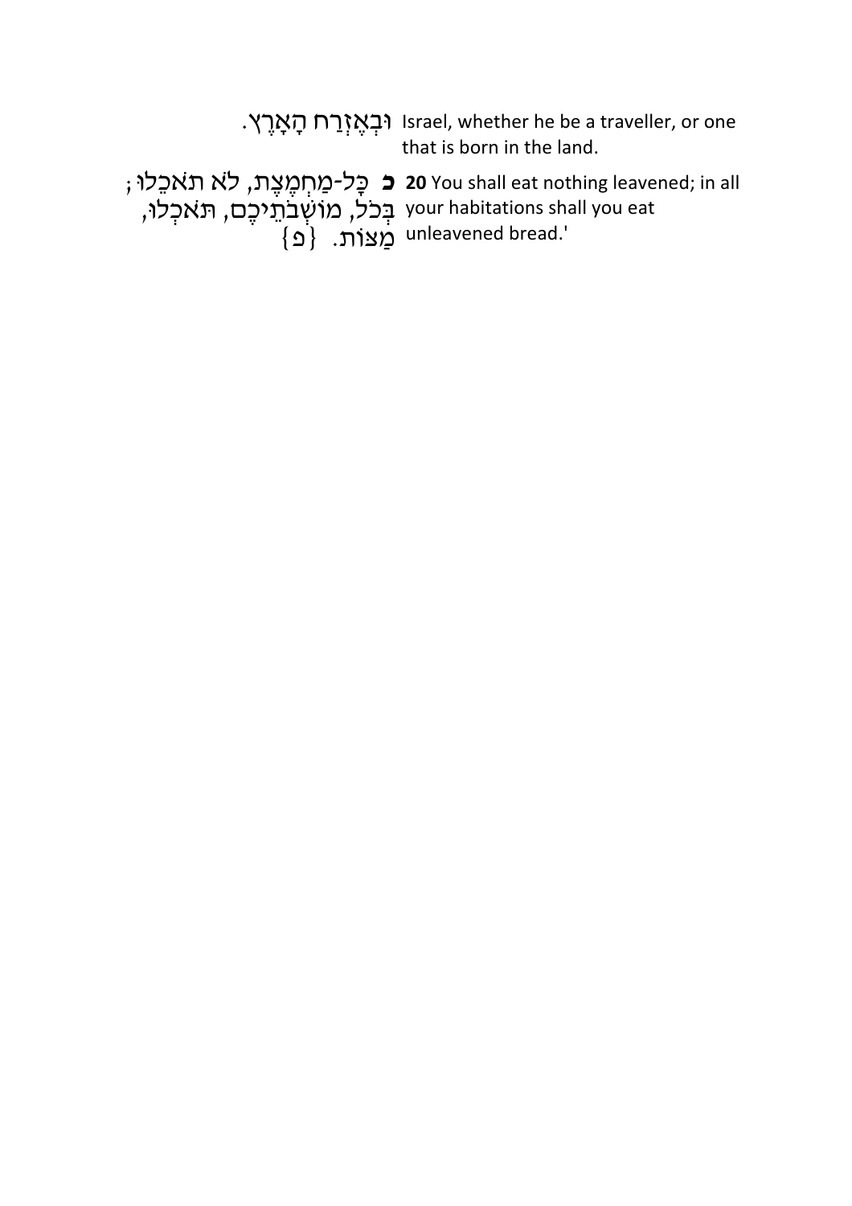| | |
|---|---|
| וּבְאֶזְרַח הָאָרֶץ. | Israel, whether he be a traveller, or one that is born in the land. |
| **כ** כָּל-מַחְמֶצֶת, לֹא תֹאכֵלוּ; בְּכֹל, מוֹשְׁבֹתֵיכֶם, תֹּאכְלוּ, מַצּוֹת. {פ} | **20** You shall eat nothing leavened; in all your habitations shall you eat unleavened bread.' |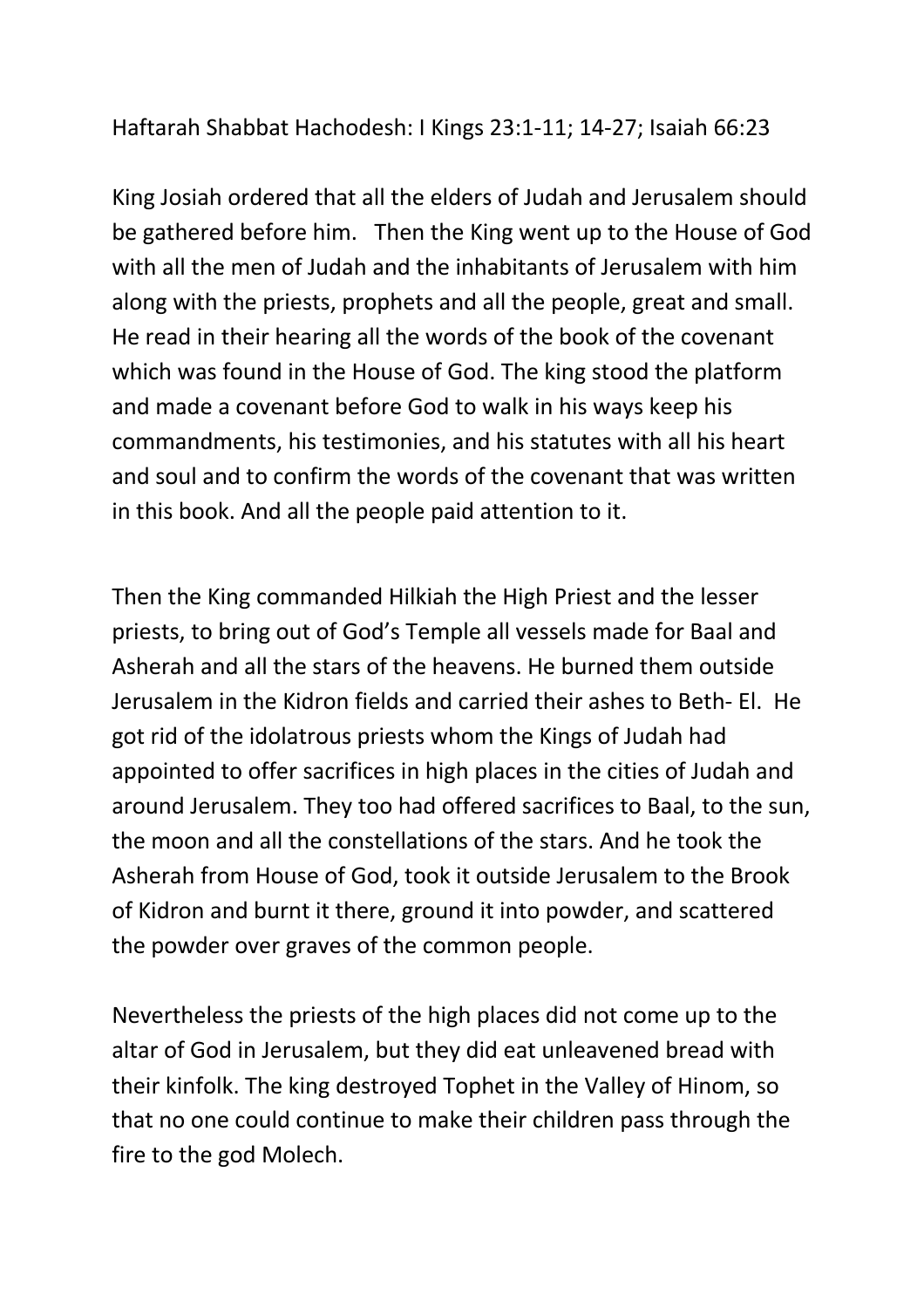Haftarah Shabbat Hachodesh: I Kings 23:1-11; 14-27; Isaiah 66:23

King Josiah ordered that all the elders of Judah and Jerusalem should be gathered before him.   Then the King went up to the House of God with all the men of Judah and the inhabitants of Jerusalem with him along with the priests, prophets and all the people, great and small. He read in their hearing all the words of the book of the covenant which was found in the House of God. The king stood the platform and made a covenant before God to walk in his ways keep his commandments, his testimonies, and his statutes with all his heart and soul and to confirm the words of the covenant that was written in this book. And all the people paid attention to it.

Then the King commanded Hilkiah the High Priest and the lesser priests, to bring out of God's Temple all vessels made for Baal and Asherah and all the stars of the heavens. He burned them outside Jerusalem in the Kidron fields and carried their ashes to Beth- El.  He got rid of the idolatrous priests whom the Kings of Judah had appointed to offer sacrifices in high places in the cities of Judah and around Jerusalem. They too had offered sacrifices to Baal, to the sun, the moon and all the constellations of the stars. And he took the Asherah from House of God, took it outside Jerusalem to the Brook of Kidron and burnt it there, ground it into powder, and scattered the powder over graves of the common people.

Nevertheless the priests of the high places did not come up to the altar of God in Jerusalem, but they did eat unleavened bread with their kinfolk. The king destroyed Tophet in the Valley of Hinom, so that no one could continue to make their children pass through the fire to the god Molech.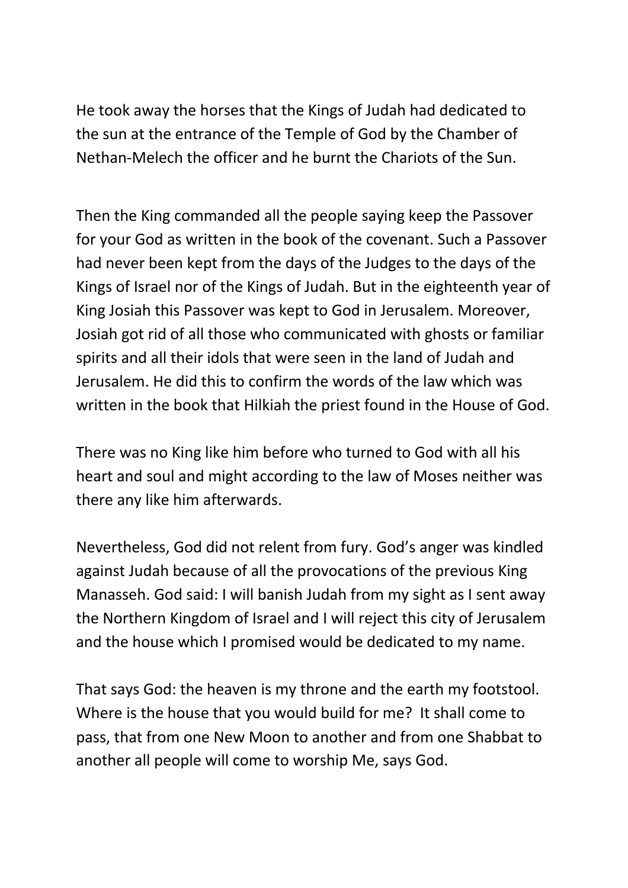He took away the horses that the Kings of Judah had dedicated to the sun at the entrance of the Temple of God by the Chamber of Nethan-Melech the officer and he burnt the Chariots of the Sun.

Then the King commanded all the people saying keep the Passover for your God as written in the book of the covenant. Such a Passover had never been kept from the days of the Judges to the days of the Kings of Israel nor of the Kings of Judah. But in the eighteenth year of King Josiah this Passover was kept to God in Jerusalem. Moreover, Josiah got rid of all those who communicated with ghosts or familiar spirits and all their idols that were seen in the land of Judah and Jerusalem. He did this to confirm the words of the law which was written in the book that Hilkiah the priest found in the House of God.

There was no King like him before who turned to God with all his heart and soul and might according to the law of Moses neither was there any like him afterwards.

Nevertheless, God did not relent from fury. God's anger was kindled against Judah because of all the provocations of the previous King Manasseh. God said: I will banish Judah from my sight as I sent away the Northern Kingdom of Israel and I will reject this city of Jerusalem and the house which I promised would be dedicated to my name.

That says God: the heaven is my throne and the earth my footstool. Where is the house that you would build for me? It shall come to pass, that from one New Moon to another and from one Shabbat to another all people will come to worship Me, says God.